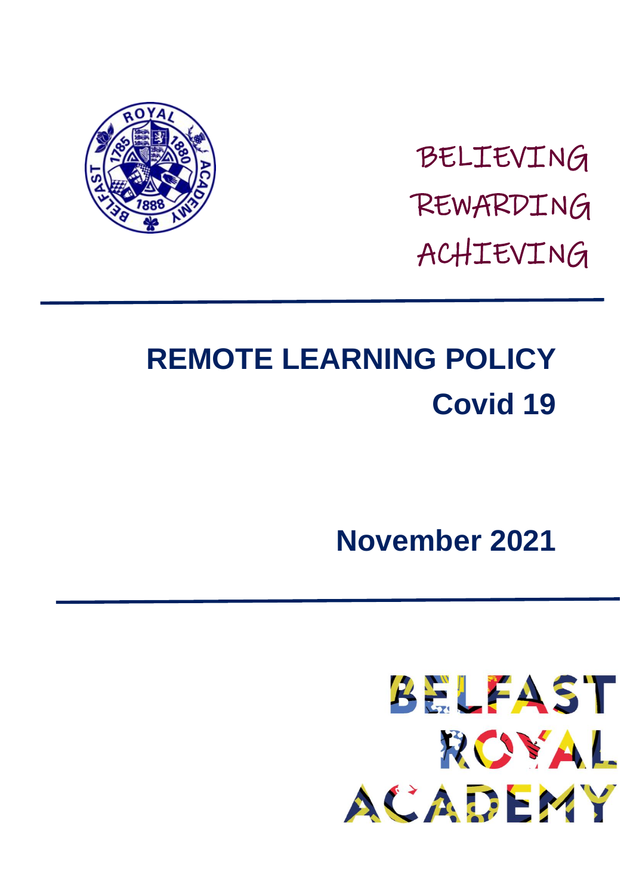BELIEVING

REWARDING

ACHIEVING

# REMOTE LEARNING POLICY

## Covid 19

**November 2021**

BELFAST ROYAL ACADEMY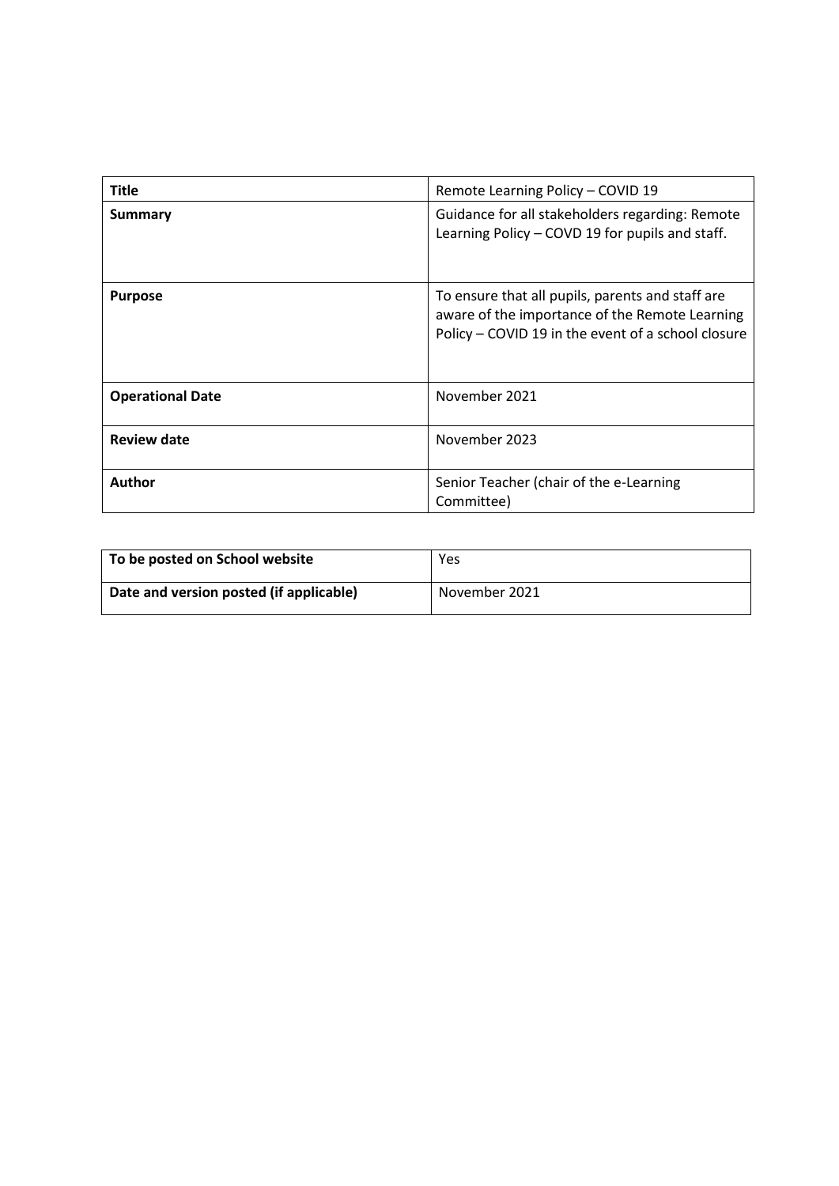| Title | Remote Learning Policy – COVID 19 |
| --- | --- |
| **Summary** | Guidance for all stakeholders regarding: Remote Learning Policy – COVD 19 for pupils and staff. |
| **Purpose** | To ensure that all pupils, parents and staff are aware of the importance of the Remote Learning Policy – COVID 19 in the event of a school closure |
| **Operational Date** | November 2021 |
| **Review date** | November 2023 |
| **Author** | Senior Teacher (chair of the e-Learning Committee) |

| To be posted on School website | Yes |
| --- | --- |
| **Date and version posted (if applicable)** | November 2021 |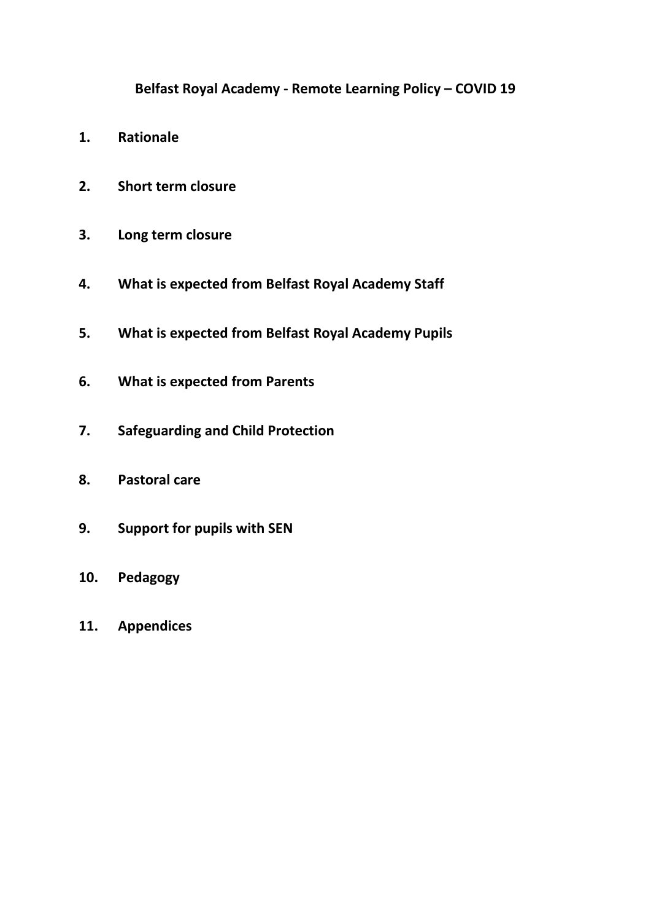**Belfast Royal Academy - Remote Learning Policy – COVID 19**

1. **Rationale**
2. **Short term closure**
3. **Long term closure**
4. **What is expected from Belfast Royal Academy Staff**
5. **What is expected from Belfast Royal Academy Pupils**
6. **What is expected from Parents**
7. **Safeguarding and Child Protection**
8. **Pastoral care**
9. **Support for pupils with SEN**
10. **Pedagogy**
11. **Appendices**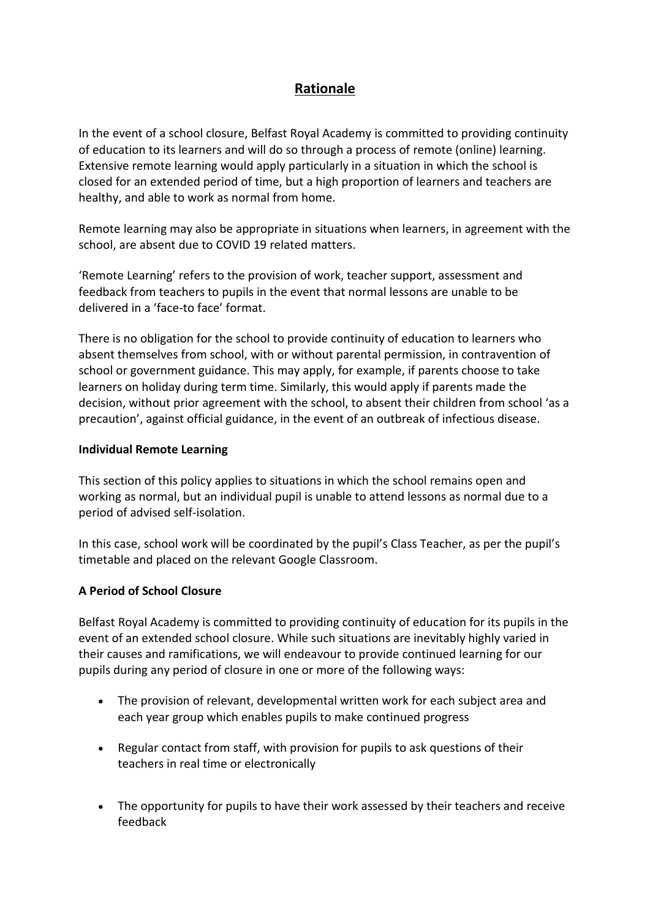# Rationale

In the event of a school closure, Belfast Royal Academy is committed to providing continuity of education to its learners and will do so through a process of remote (online) learning. Extensive remote learning would apply particularly in a situation in which the school is closed for an extended period of time, but a high proportion of learners and teachers are healthy, and able to work as normal from home.

Remote learning may also be appropriate in situations when learners, in agreement with the school, are absent due to COVID 19 related matters.

'Remote Learning' refers to the provision of work, teacher support, assessment and feedback from teachers to pupils in the event that normal lessons are unable to be delivered in a 'face-to face' format.

There is no obligation for the school to provide continuity of education to learners who absent themselves from school, with or without parental permission, in contravention of school or government guidance. This may apply, for example, if parents choose to take learners on holiday during term time. Similarly, this would apply if parents made the decision, without prior agreement with the school, to absent their children from school 'as a precaution', against official guidance, in the event of an outbreak of infectious disease.

**Individual Remote Learning**

This section of this policy applies to situations in which the school remains open and working as normal, but an individual pupil is unable to attend lessons as normal due to a period of advised self-isolation.

In this case, school work will be coordinated by the pupil's Class Teacher, as per the pupil's timetable and placed on the relevant Google Classroom.

**A Period of School Closure**

Belfast Royal Academy is committed to providing continuity of education for its pupils in the event of an extended school closure. While such situations are inevitably highly varied in their causes and ramifications, we will endeavour to provide continued learning for our pupils during any period of closure in one or more of the following ways:

- The provision of relevant, developmental written work for each subject area and each year group which enables pupils to make continued progress
- Regular contact from staff, with provision for pupils to ask questions of their teachers in real time or electronically
- The opportunity for pupils to have their work assessed by their teachers and receive feedback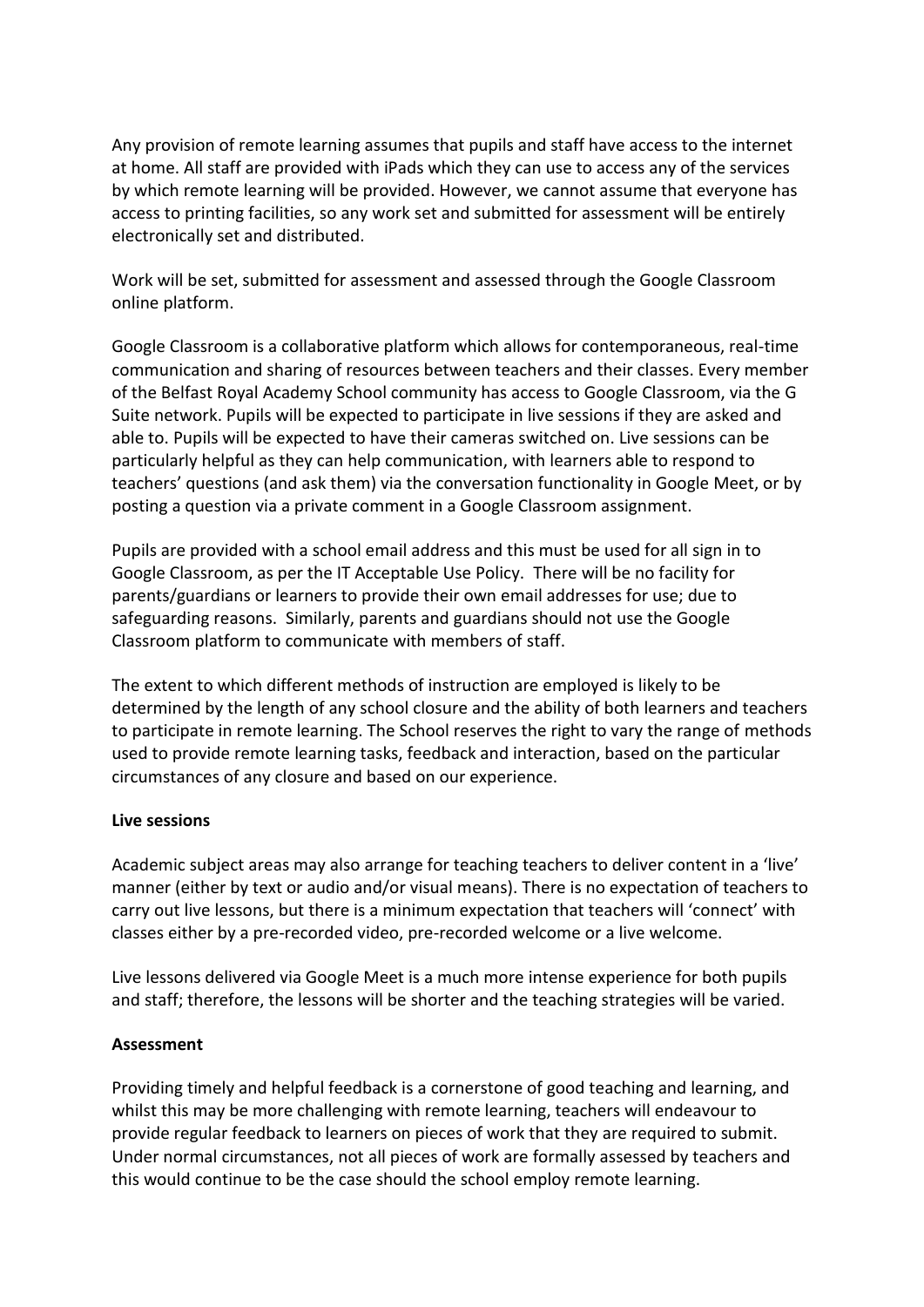Any provision of remote learning assumes that pupils and staff have access to the internet at home. All staff are provided with iPads which they can use to access any of the services by which remote learning will be provided. However, we cannot assume that everyone has access to printing facilities, so any work set and submitted for assessment will be entirely electronically set and distributed.

Work will be set, submitted for assessment and assessed through the Google Classroom online platform.

Google Classroom is a collaborative platform which allows for contemporaneous, real-time communication and sharing of resources between teachers and their classes. Every member of the Belfast Royal Academy School community has access to Google Classroom, via the G Suite network. Pupils will be expected to participate in live sessions if they are asked and able to. Pupils will be expected to have their cameras switched on. Live sessions can be particularly helpful as they can help communication, with learners able to respond to teachers' questions (and ask them) via the conversation functionality in Google Meet, or by posting a question via a private comment in a Google Classroom assignment.

Pupils are provided with a school email address and this must be used for all sign in to Google Classroom, as per the IT Acceptable Use Policy. There will be no facility for parents/guardians or learners to provide their own email addresses for use; due to safeguarding reasons. Similarly, parents and guardians should not use the Google Classroom platform to communicate with members of staff.

The extent to which different methods of instruction are employed is likely to be determined by the length of any school closure and the ability of both learners and teachers to participate in remote learning. The School reserves the right to vary the range of methods used to provide remote learning tasks, feedback and interaction, based on the particular circumstances of any closure and based on our experience.

**Live sessions**

Academic subject areas may also arrange for teaching teachers to deliver content in a 'live' manner (either by text or audio and/or visual means). There is no expectation of teachers to carry out live lessons, but there is a minimum expectation that teachers will 'connect' with classes either by a pre-recorded video, pre-recorded welcome or a live welcome.

Live lessons delivered via Google Meet is a much more intense experience for both pupils and staff; therefore, the lessons will be shorter and the teaching strategies will be varied.

**Assessment**

Providing timely and helpful feedback is a cornerstone of good teaching and learning, and whilst this may be more challenging with remote learning, teachers will endeavour to provide regular feedback to learners on pieces of work that they are required to submit. Under normal circumstances, not all pieces of work are formally assessed by teachers and this would continue to be the case should the school employ remote learning.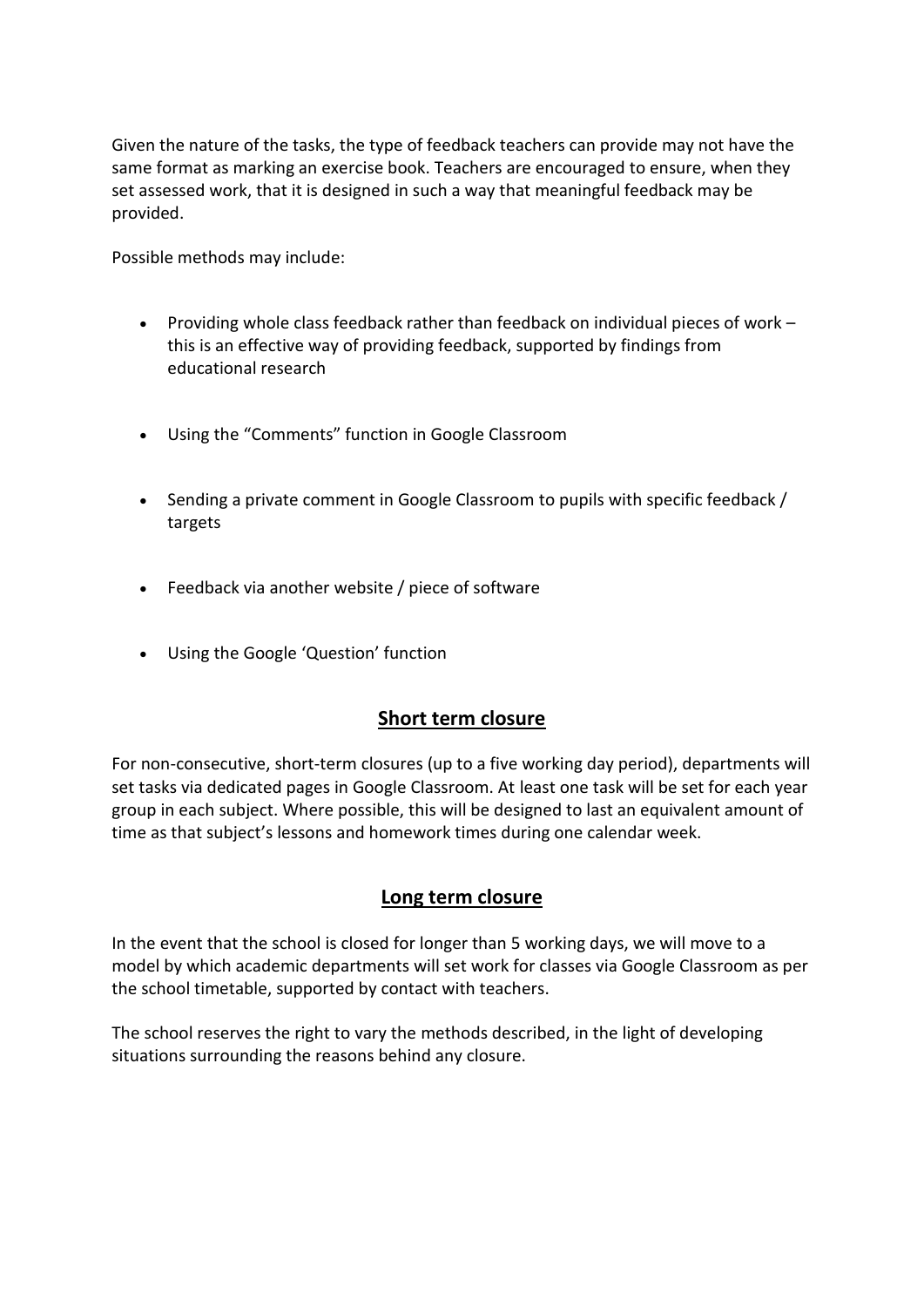Given the nature of the tasks, the type of feedback teachers can provide may not have the same format as marking an exercise book. Teachers are encouraged to ensure, when they set assessed work, that it is designed in such a way that meaningful feedback may be provided.

Possible methods may include:

- Providing whole class feedback rather than feedback on individual pieces of work – this is an effective way of providing feedback, supported by findings from educational research
- Using the "Comments" function in Google Classroom
- Sending a private comment in Google Classroom to pupils with specific feedback / targets
- Feedback via another website / piece of software
- Using the Google 'Question' function

## Short term closure

For non-consecutive, short-term closures (up to a five working day period), departments will set tasks via dedicated pages in Google Classroom. At least one task will be set for each year group in each subject. Where possible, this will be designed to last an equivalent amount of time as that subject's lessons and homework times during one calendar week.

## Long term closure

In the event that the school is closed for longer than 5 working days, we will move to a model by which academic departments will set work for classes via Google Classroom as per the school timetable, supported by contact with teachers.

The school reserves the right to vary the methods described, in the light of developing situations surrounding the reasons behind any closure.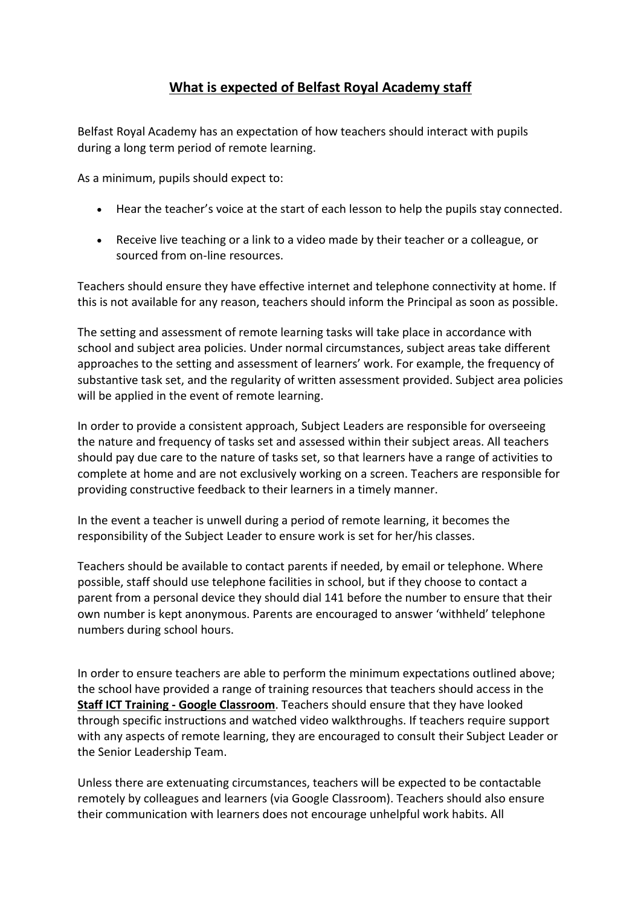# **What is expected of Belfast Royal Academy staff**

Belfast Royal Academy has an expectation of how teachers should interact with pupils during a long term period of remote learning.

As a minimum, pupils should expect to:

- Hear the teacher's voice at the start of each lesson to help the pupils stay connected.
- Receive live teaching or a link to a video made by their teacher or a colleague, or sourced from on-line resources.

Teachers should ensure they have effective internet and telephone connectivity at home. If this is not available for any reason, teachers should inform the Principal as soon as possible.

The setting and assessment of remote learning tasks will take place in accordance with school and subject area policies. Under normal circumstances, subject areas take different approaches to the setting and assessment of learners' work. For example, the frequency of substantive task set, and the regularity of written assessment provided. Subject area policies will be applied in the event of remote learning.

In order to provide a consistent approach, Subject Leaders are responsible for overseeing the nature and frequency of tasks set and assessed within their subject areas. All teachers should pay due care to the nature of tasks set, so that learners have a range of activities to complete at home and are not exclusively working on a screen. Teachers are responsible for providing constructive feedback to their learners in a timely manner.

In the event a teacher is unwell during a period of remote learning, it becomes the responsibility of the Subject Leader to ensure work is set for her/his classes.

Teachers should be available to contact parents if needed, by email or telephone. Where possible, staff should use telephone facilities in school, but if they choose to contact a parent from a personal device they should dial 141 before the number to ensure that their own number is kept anonymous. Parents are encouraged to answer 'withheld' telephone numbers during school hours.

In order to ensure teachers are able to perform the minimum expectations outlined above; the school have provided a range of training resources that teachers should access in the **Staff ICT Training - Google Classroom**. Teachers should ensure that they have looked through specific instructions and watched video walkthroughs. If teachers require support with any aspects of remote learning, they are encouraged to consult their Subject Leader or the Senior Leadership Team.

Unless there are extenuating circumstances, teachers will be expected to be contactable remotely by colleagues and learners (via Google Classroom). Teachers should also ensure their communication with learners does not encourage unhelpful work habits. All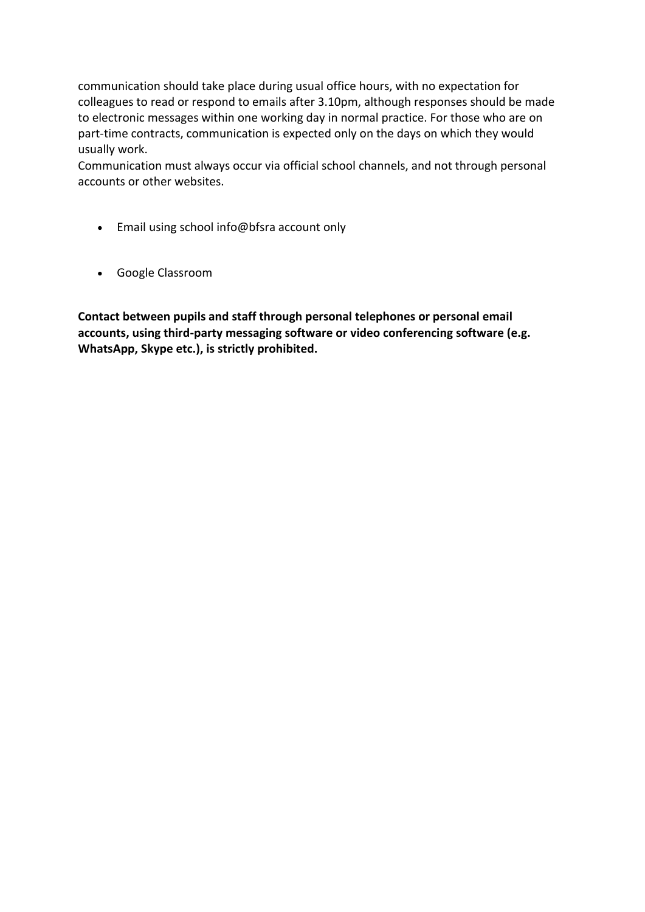communication should take place during usual office hours, with no expectation for colleagues to read or respond to emails after 3.10pm, although responses should be made to electronic messages within one working day in normal practice. For those who are on part-time contracts, communication is expected only on the days on which they would usually work.
Communication must always occur via official school channels, and not through personal accounts or other websites.

- Email using school info@bfsra account only
- Google Classroom

**Contact between pupils and staff through personal telephones or personal email accounts, using third-party messaging software or video conferencing software (e.g. WhatsApp, Skype etc.), is strictly prohibited.**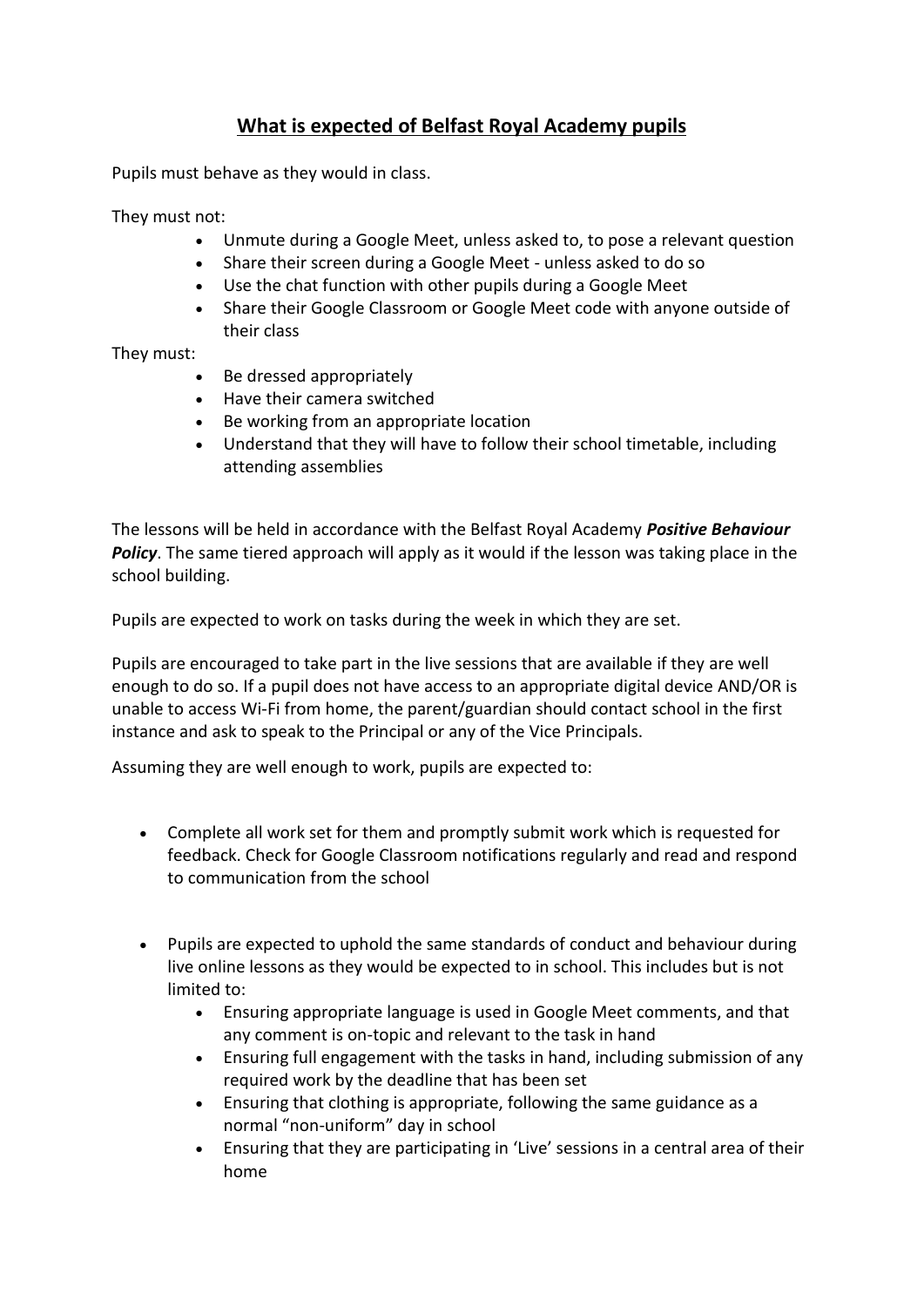# What is expected of Belfast Royal Academy pupils

Pupils must behave as they would in class.

They must not:

- Unmute during a Google Meet, unless asked to, to pose a relevant question
- Share their screen during a Google Meet - unless asked to do so
- Use the chat function with other pupils during a Google Meet
- Share their Google Classroom or Google Meet code with anyone outside of their class

They must:

- Be dressed appropriately
- Have their camera switched
- Be working from an appropriate location
- Understand that they will have to follow their school timetable, including attending assemblies

The lessons will be held in accordance with the Belfast Royal Academy ***Positive Behaviour Policy***. The same tiered approach will apply as it would if the lesson was taking place in the school building.

Pupils are expected to work on tasks during the week in which they are set.

Pupils are encouraged to take part in the live sessions that are available if they are well enough to do so. If a pupil does not have access to an appropriate digital device AND/OR is unable to access Wi-Fi from home, the parent/guardian should contact school in the first instance and ask to speak to the Principal or any of the Vice Principals.

Assuming they are well enough to work, pupils are expected to:

- Complete all work set for them and promptly submit work which is requested for feedback. Check for Google Classroom notifications regularly and read and respond to communication from the school

- Pupils are expected to uphold the same standards of conduct and behaviour during live online lessons as they would be expected to in school. This includes but is not limited to:
    - Ensuring appropriate language is used in Google Meet comments, and that any comment is on-topic and relevant to the task in hand
    - Ensuring full engagement with the tasks in hand, including submission of any required work by the deadline that has been set
    - Ensuring that clothing is appropriate, following the same guidance as a normal "non-uniform" day in school
    - Ensuring that they are participating in 'Live' sessions in a central area of their home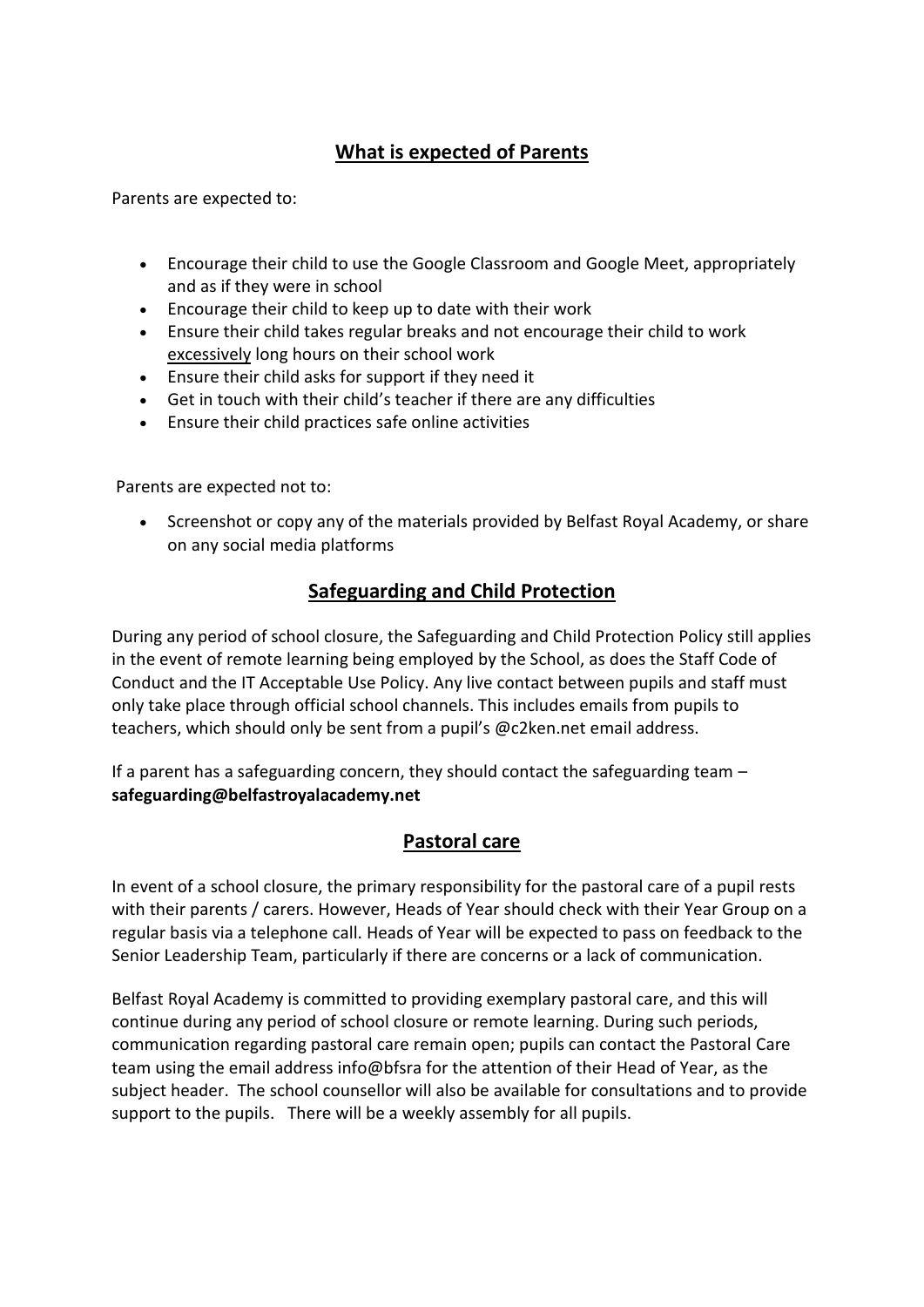## What is expected of Parents

Parents are expected to:

- Encourage their child to use the Google Classroom and Google Meet, appropriately and as if they were in school
- Encourage their child to keep up to date with their work
- Ensure their child takes regular breaks and not encourage their child to work excessively long hours on their school work
- Ensure their child asks for support if they need it
- Get in touch with their child's teacher if there are any difficulties
- Ensure their child practices safe online activities

Parents are expected not to:

- Screenshot or copy any of the materials provided by Belfast Royal Academy, or share on any social media platforms

## Safeguarding and Child Protection

During any period of school closure, the Safeguarding and Child Protection Policy still applies in the event of remote learning being employed by the School, as does the Staff Code of Conduct and the IT Acceptable Use Policy. Any live contact between pupils and staff must only take place through official school channels. This includes emails from pupils to teachers, which should only be sent from a pupil's @c2ken.net email address.

If a parent has a safeguarding concern, they should contact the safeguarding team – **safeguarding@belfastroyalacademy.net**

## Pastoral care

In event of a school closure, the primary responsibility for the pastoral care of a pupil rests with their parents / carers. However, Heads of Year should check with their Year Group on a regular basis via a telephone call. Heads of Year will be expected to pass on feedback to the Senior Leadership Team, particularly if there are concerns or a lack of communication.

Belfast Royal Academy is committed to providing exemplary pastoral care, and this will continue during any period of school closure or remote learning. During such periods, communication regarding pastoral care remain open; pupils can contact the Pastoral Care team using the email address info@bfsra for the attention of their Head of Year, as the subject header. The school counsellor will also be available for consultations and to provide support to the pupils. There will be a weekly assembly for all pupils.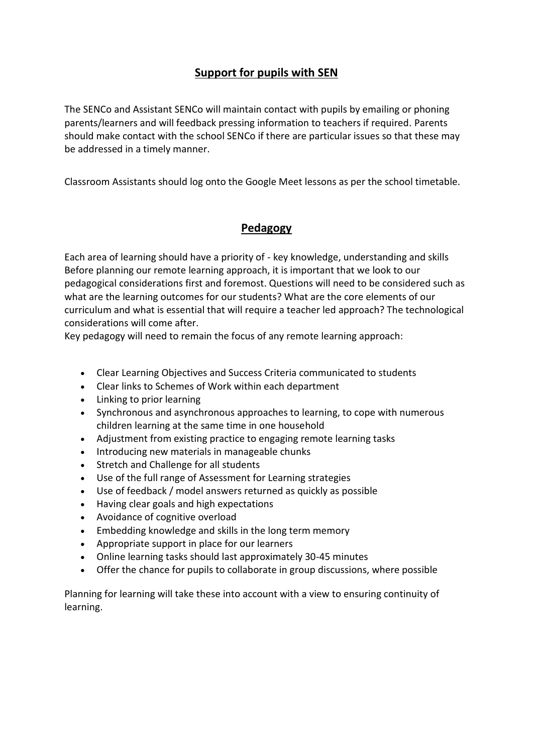## Support for pupils with SEN

The SENCo and Assistant SENCo will maintain contact with pupils by emailing or phoning parents/learners and will feedback pressing information to teachers if required. Parents should make contact with the school SENCo if there are particular issues so that these may be addressed in a timely manner.

Classroom Assistants should log onto the Google Meet lessons as per the school timetable.

## Pedagogy

Each area of learning should have a priority of - key knowledge, understanding and skills Before planning our remote learning approach, it is important that we look to our pedagogical considerations first and foremost. Questions will need to be considered such as what are the learning outcomes for our students? What are the core elements of our curriculum and what is essential that will require a teacher led approach? The technological considerations will come after.
Key pedagogy will need to remain the focus of any remote learning approach:

- Clear Learning Objectives and Success Criteria communicated to students
- Clear links to Schemes of Work within each department
- Linking to prior learning
- Synchronous and asynchronous approaches to learning, to cope with numerous children learning at the same time in one household
- Adjustment from existing practice to engaging remote learning tasks
- Introducing new materials in manageable chunks
- Stretch and Challenge for all students
- Use of the full range of Assessment for Learning strategies
- Use of feedback / model answers returned as quickly as possible
- Having clear goals and high expectations
- Avoidance of cognitive overload
- Embedding knowledge and skills in the long term memory
- Appropriate support in place for our learners
- Online learning tasks should last approximately 30-45 minutes
- Offer the chance for pupils to collaborate in group discussions, where possible

Planning for learning will take these into account with a view to ensuring continuity of learning.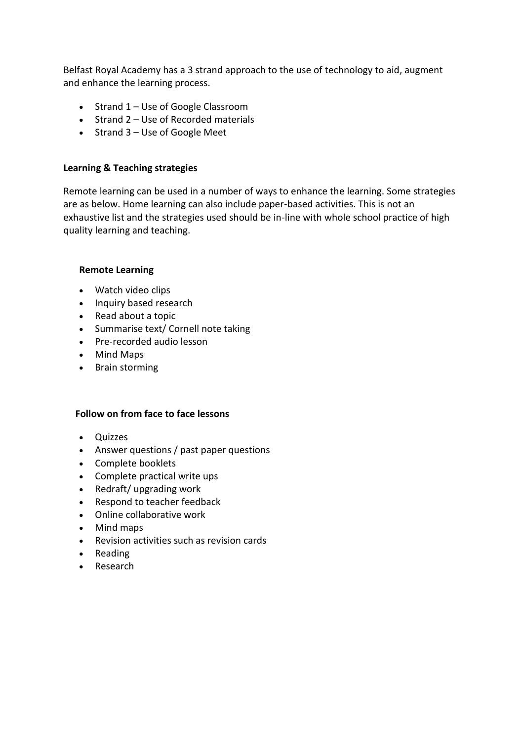Belfast Royal Academy has a 3 strand approach to the use of technology to aid, augment and enhance the learning process.

- Strand 1 – Use of Google Classroom
- Strand 2 – Use of Recorded materials
- Strand 3 – Use of Google Meet

**Learning & Teaching strategies**

Remote learning can be used in a number of ways to enhance the learning. Some strategies are as below. Home learning can also include paper-based activities. This is not an exhaustive list and the strategies used should be in-line with whole school practice of high quality learning and teaching.

**Remote Learning**

- Watch video clips
- Inquiry based research
- Read about a topic
- Summarise text/ Cornell note taking
- Pre-recorded audio lesson
- Mind Maps
- Brain storming

**Follow on from face to face lessons**

- Quizzes
- Answer questions / past paper questions
- Complete booklets
- Complete practical write ups
- Redraft/ upgrading work
- Respond to teacher feedback
- Online collaborative work
- Mind maps
- Revision activities such as revision cards
- Reading
- Research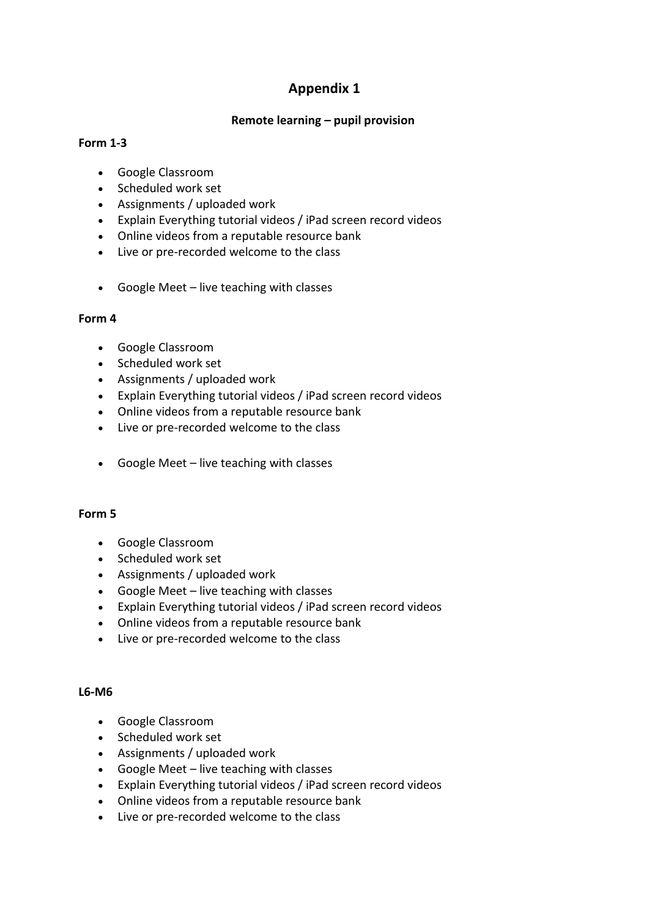# Appendix 1

**Remote learning – pupil provision**

**Form 1-3**

- Google Classroom
- Scheduled work set
- Assignments / uploaded work
- Explain Everything tutorial videos / iPad screen record videos
- Online videos from a reputable resource bank
- Live or pre-recorded welcome to the class

- Google Meet – live teaching with classes

**Form 4**

- Google Classroom
- Scheduled work set
- Assignments / uploaded work
- Explain Everything tutorial videos / iPad screen record videos
- Online videos from a reputable resource bank
- Live or pre-recorded welcome to the class

- Google Meet – live teaching with classes

**Form 5**

- Google Classroom
- Scheduled work set
- Assignments / uploaded work
- Google Meet – live teaching with classes
- Explain Everything tutorial videos / iPad screen record videos
- Online videos from a reputable resource bank
- Live or pre-recorded welcome to the class

**L6-M6**

- Google Classroom
- Scheduled work set
- Assignments / uploaded work
- Google Meet – live teaching with classes
- Explain Everything tutorial videos / iPad screen record videos
- Online videos from a reputable resource bank
- Live or pre-recorded welcome to the class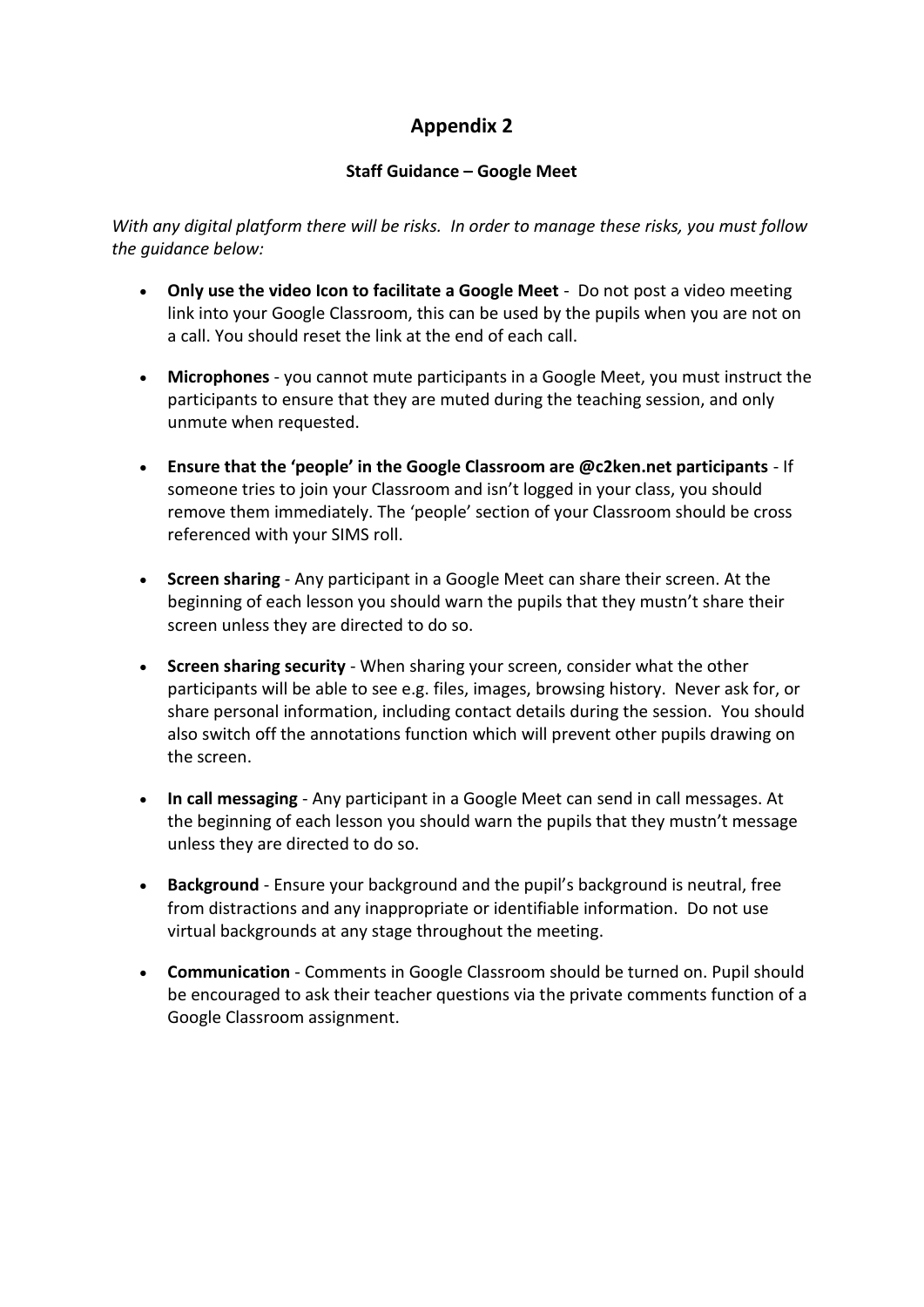# Appendix 2

### Staff Guidance – Google Meet

*With any digital platform there will be risks. In order to manage these risks, you must follow the guidance below:*

- **Only use the video Icon to facilitate a Google Meet** - Do not post a video meeting link into your Google Classroom, this can be used by the pupils when you are not on a call. You should reset the link at the end of each call.
- **Microphones** - you cannot mute participants in a Google Meet, you must instruct the participants to ensure that they are muted during the teaching session, and only unmute when requested.
- **Ensure that the 'people' in the Google Classroom are @c2ken.net participants** - If someone tries to join your Classroom and isn't logged in your class, you should remove them immediately. The 'people' section of your Classroom should be cross referenced with your SIMS roll.
- **Screen sharing** - Any participant in a Google Meet can share their screen. At the beginning of each lesson you should warn the pupils that they mustn't share their screen unless they are directed to do so.
- **Screen sharing security** - When sharing your screen, consider what the other participants will be able to see e.g. files, images, browsing history. Never ask for, or share personal information, including contact details during the session. You should also switch off the annotations function which will prevent other pupils drawing on the screen.
- **In call messaging** - Any participant in a Google Meet can send in call messages. At the beginning of each lesson you should warn the pupils that they mustn't message unless they are directed to do so.
- **Background** - Ensure your background and the pupil's background is neutral, free from distractions and any inappropriate or identifiable information. Do not use virtual backgrounds at any stage throughout the meeting.
- **Communication** - Comments in Google Classroom should be turned on. Pupil should be encouraged to ask their teacher questions via the private comments function of a Google Classroom assignment.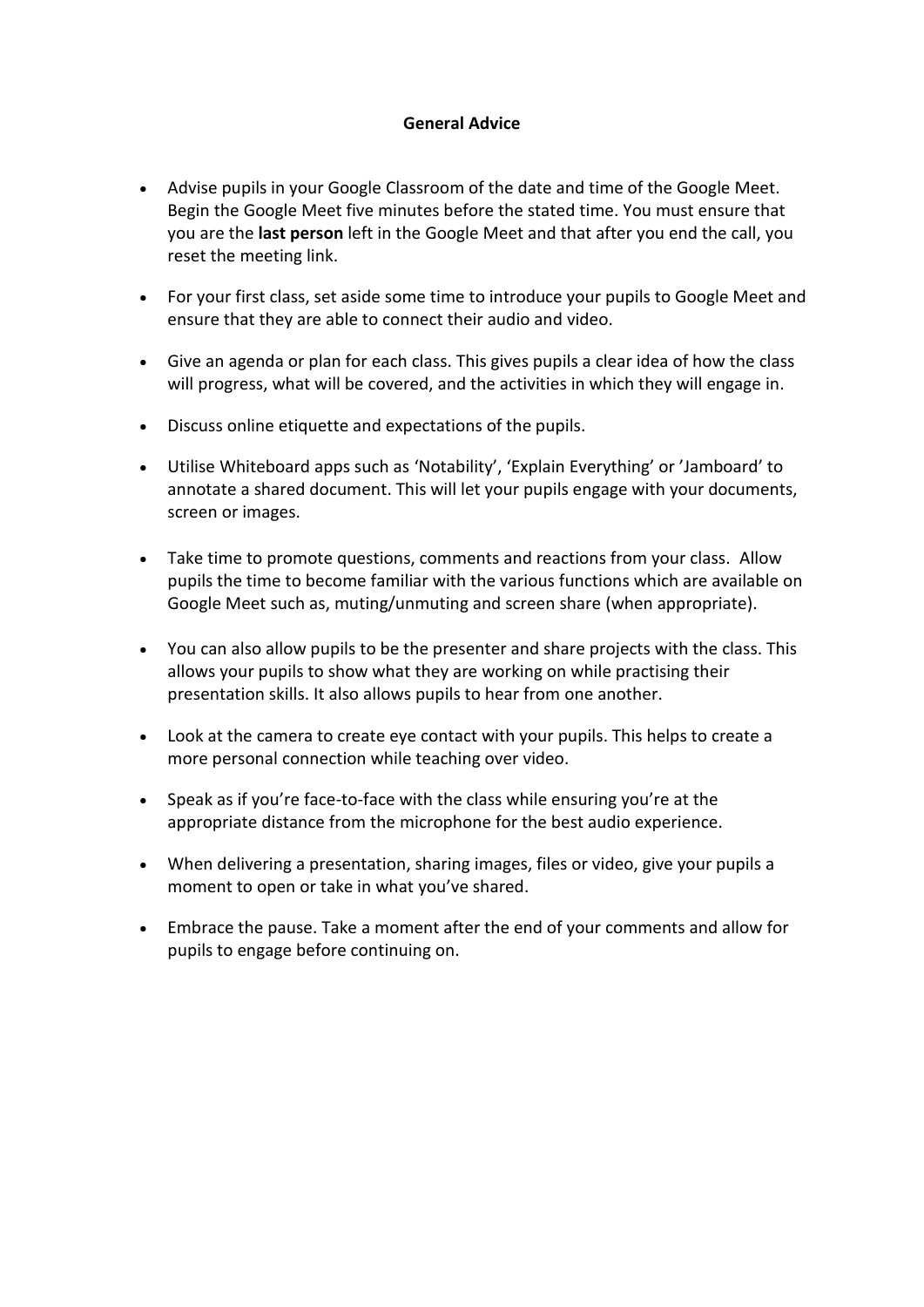**General Advice**

- Advise pupils in your Google Classroom of the date and time of the Google Meet. Begin the Google Meet five minutes before the stated time. You must ensure that you are the **last person** left in the Google Meet and that after you end the call, you reset the meeting link.

- For your first class, set aside some time to introduce your pupils to Google Meet and ensure that they are able to connect their audio and video.

- Give an agenda or plan for each class. This gives pupils a clear idea of how the class will progress, what will be covered, and the activities in which they will engage in.

- Discuss online etiquette and expectations of the pupils.

- Utilise Whiteboard apps such as 'Notability', 'Explain Everything' or 'Jamboard' to annotate a shared document. This will let your pupils engage with your documents, screen or images.

- Take time to promote questions, comments and reactions from your class. Allow pupils the time to become familiar with the various functions which are available on Google Meet such as, muting/unmuting and screen share (when appropriate).

- You can also allow pupils to be the presenter and share projects with the class. This allows your pupils to show what they are working on while practising their presentation skills. It also allows pupils to hear from one another.

- Look at the camera to create eye contact with your pupils. This helps to create a more personal connection while teaching over video.

- Speak as if you're face-to-face with the class while ensuring you're at the appropriate distance from the microphone for the best audio experience.

- When delivering a presentation, sharing images, files or video, give your pupils a moment to open or take in what you've shared.

- Embrace the pause. Take a moment after the end of your comments and allow for pupils to engage before continuing on.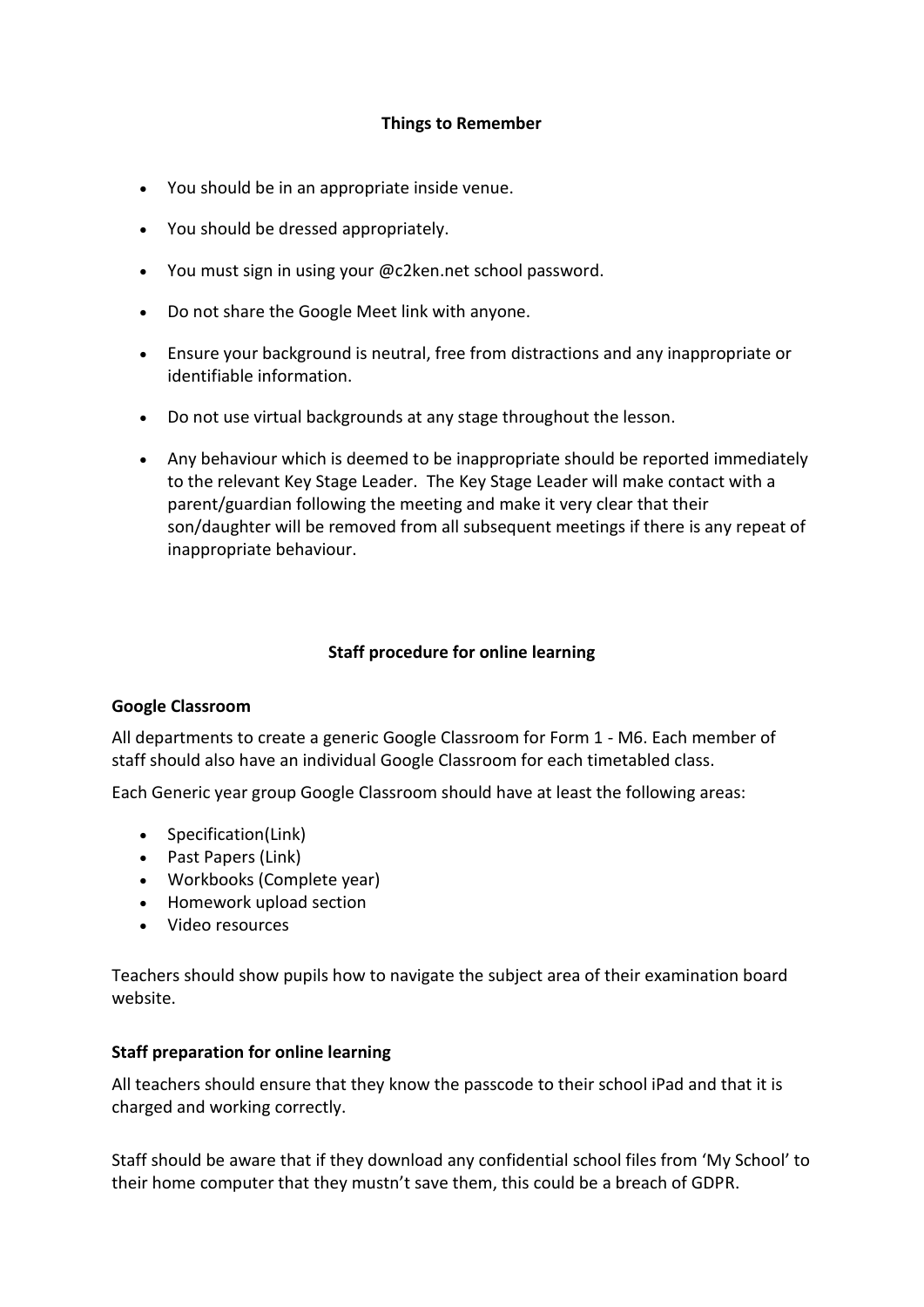## Things to Remember

- You should be in an appropriate inside venue.
- You should be dressed appropriately.
- You must sign in using your @c2ken.net school password.
- Do not share the Google Meet link with anyone.
- Ensure your background is neutral, free from distractions and any inappropriate or identifiable information.
- Do not use virtual backgrounds at any stage throughout the lesson.
- Any behaviour which is deemed to be inappropriate should be reported immediately to the relevant Key Stage Leader. The Key Stage Leader will make contact with a parent/guardian following the meeting and make it very clear that their son/daughter will be removed from all subsequent meetings if there is any repeat of inappropriate behaviour.

## Staff procedure for online learning

### Google Classroom

All departments to create a generic Google Classroom for Form 1 - M6. Each member of staff should also have an individual Google Classroom for each timetabled class.

Each Generic year group Google Classroom should have at least the following areas:

- Specification(Link)
- Past Papers (Link)
- Workbooks (Complete year)
- Homework upload section
- Video resources

Teachers should show pupils how to navigate the subject area of their examination board website.

### Staff preparation for online learning

All teachers should ensure that they know the passcode to their school iPad and that it is charged and working correctly.

Staff should be aware that if they download any confidential school files from 'My School' to their home computer that they mustn't save them, this could be a breach of GDPR.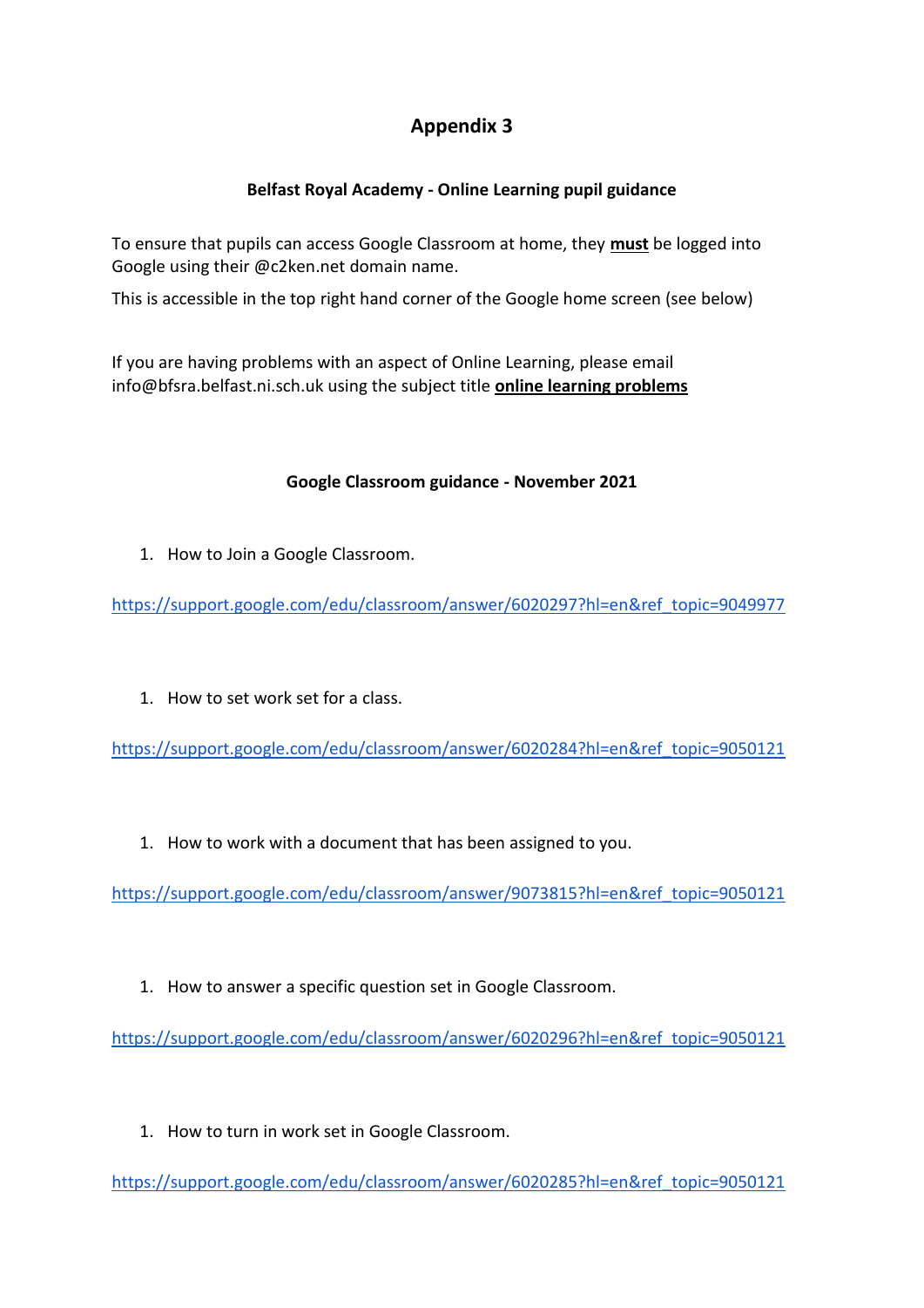# Appendix 3

**Belfast Royal Academy - Online Learning pupil guidance**

To ensure that pupils can access Google Classroom at home, they **must** be logged into Google using their @c2ken.net domain name.

This is accessible in the top right hand corner of the Google home screen (see below)

If you are having problems with an aspect of Online Learning, please email info@bfsra.belfast.ni.sch.uk using the subject title **online learning problems**

**Google Classroom guidance - November 2021**

1. How to Join a Google Classroom.

https://support.google.com/edu/classroom/answer/6020297?hl=en&ref_topic=9049977

1. How to set work set for a class.

https://support.google.com/edu/classroom/answer/6020284?hl=en&ref_topic=9050121

1. How to work with a document that has been assigned to you.

https://support.google.com/edu/classroom/answer/9073815?hl=en&ref_topic=9050121

1. How to answer a specific question set in Google Classroom.

https://support.google.com/edu/classroom/answer/6020296?hl=en&ref_topic=9050121

1. How to turn in work set in Google Classroom.

https://support.google.com/edu/classroom/answer/6020285?hl=en&ref_topic=9050121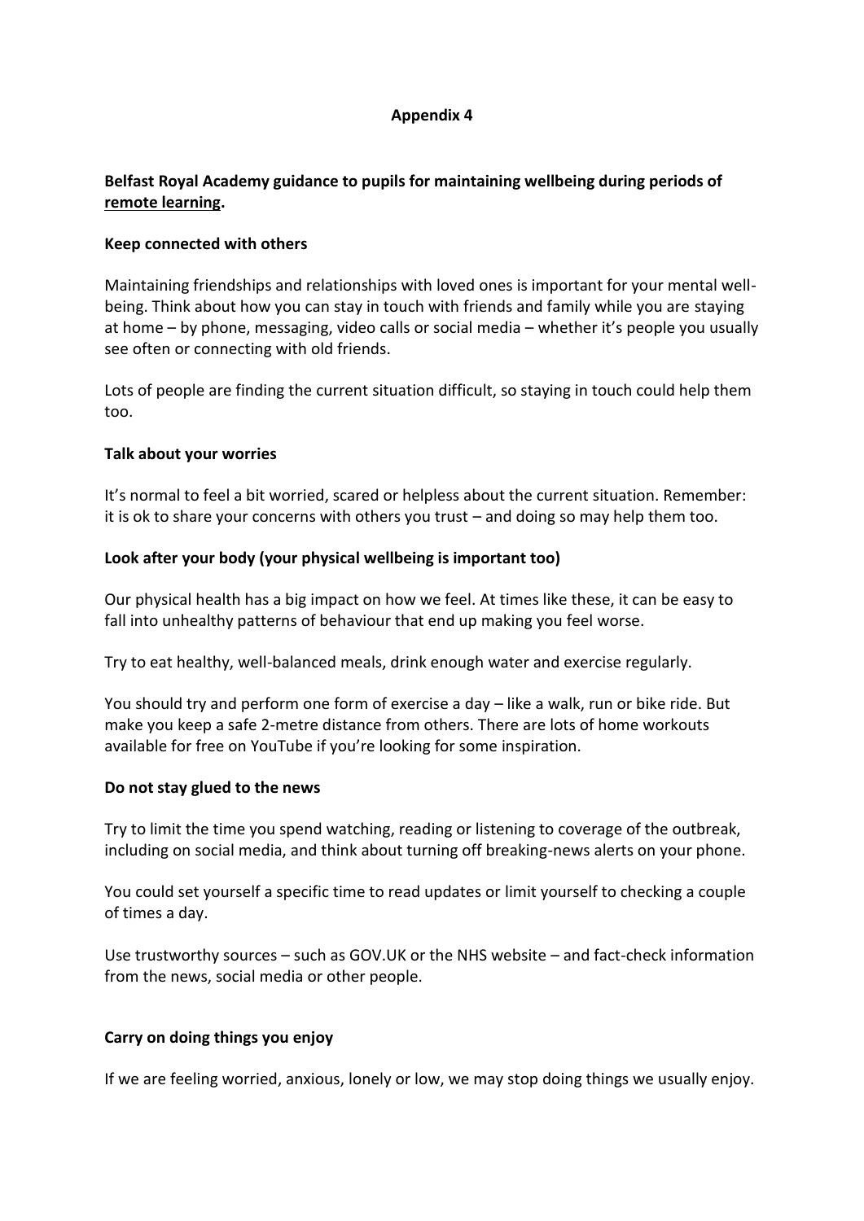**Appendix 4**

**Belfast Royal Academy guidance to pupils for maintaining wellbeing during periods of remote learning.**

**Keep connected with others**

Maintaining friendships and relationships with loved ones is important for your mental well-being. Think about how you can stay in touch with friends and family while you are staying at home – by phone, messaging, video calls or social media – whether it's people you usually see often or connecting with old friends.

Lots of people are finding the current situation difficult, so staying in touch could help them too.

**Talk about your worries**

It's normal to feel a bit worried, scared or helpless about the current situation. Remember: it is ok to share your concerns with others you trust – and doing so may help them too.

**Look after your body (your physical wellbeing is important too)**

Our physical health has a big impact on how we feel. At times like these, it can be easy to fall into unhealthy patterns of behaviour that end up making you feel worse.

Try to eat healthy, well-balanced meals, drink enough water and exercise regularly.

You should try and perform one form of exercise a day – like a walk, run or bike ride. But make you keep a safe 2-metre distance from others. There are lots of home workouts available for free on YouTube if you're looking for some inspiration.

**Do not stay glued to the news**

Try to limit the time you spend watching, reading or listening to coverage of the outbreak, including on social media, and think about turning off breaking-news alerts on your phone.

You could set yourself a specific time to read updates or limit yourself to checking a couple of times a day.

Use trustworthy sources – such as GOV.UK or the NHS website – and fact-check information from the news, social media or other people.

**Carry on doing things you enjoy**

If we are feeling worried, anxious, lonely or low, we may stop doing things we usually enjoy.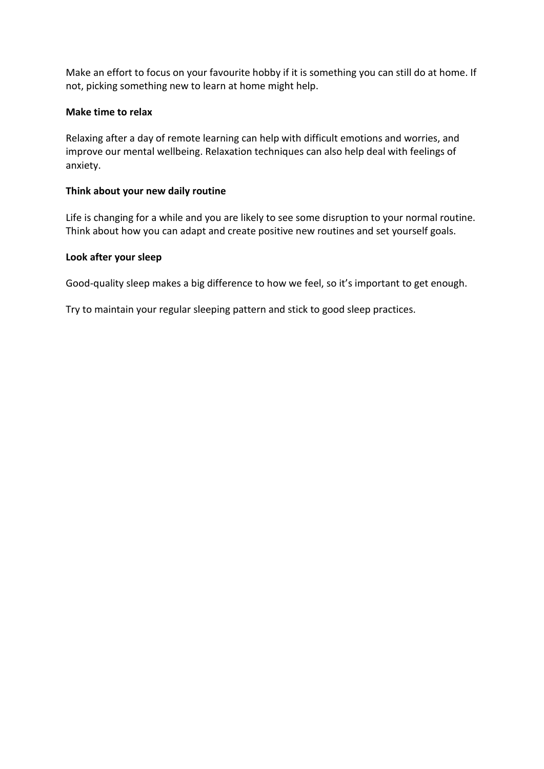Make an effort to focus on your favourite hobby if it is something you can still do at home. If not, picking something new to learn at home might help.

**Make time to relax**

Relaxing after a day of remote learning can help with difficult emotions and worries, and improve our mental wellbeing. Relaxation techniques can also help deal with feelings of anxiety.

**Think about your new daily routine**

Life is changing for a while and you are likely to see some disruption to your normal routine. Think about how you can adapt and create positive new routines and set yourself goals.

**Look after your sleep**

Good-quality sleep makes a big difference to how we feel, so it's important to get enough.

Try to maintain your regular sleeping pattern and stick to good sleep practices.